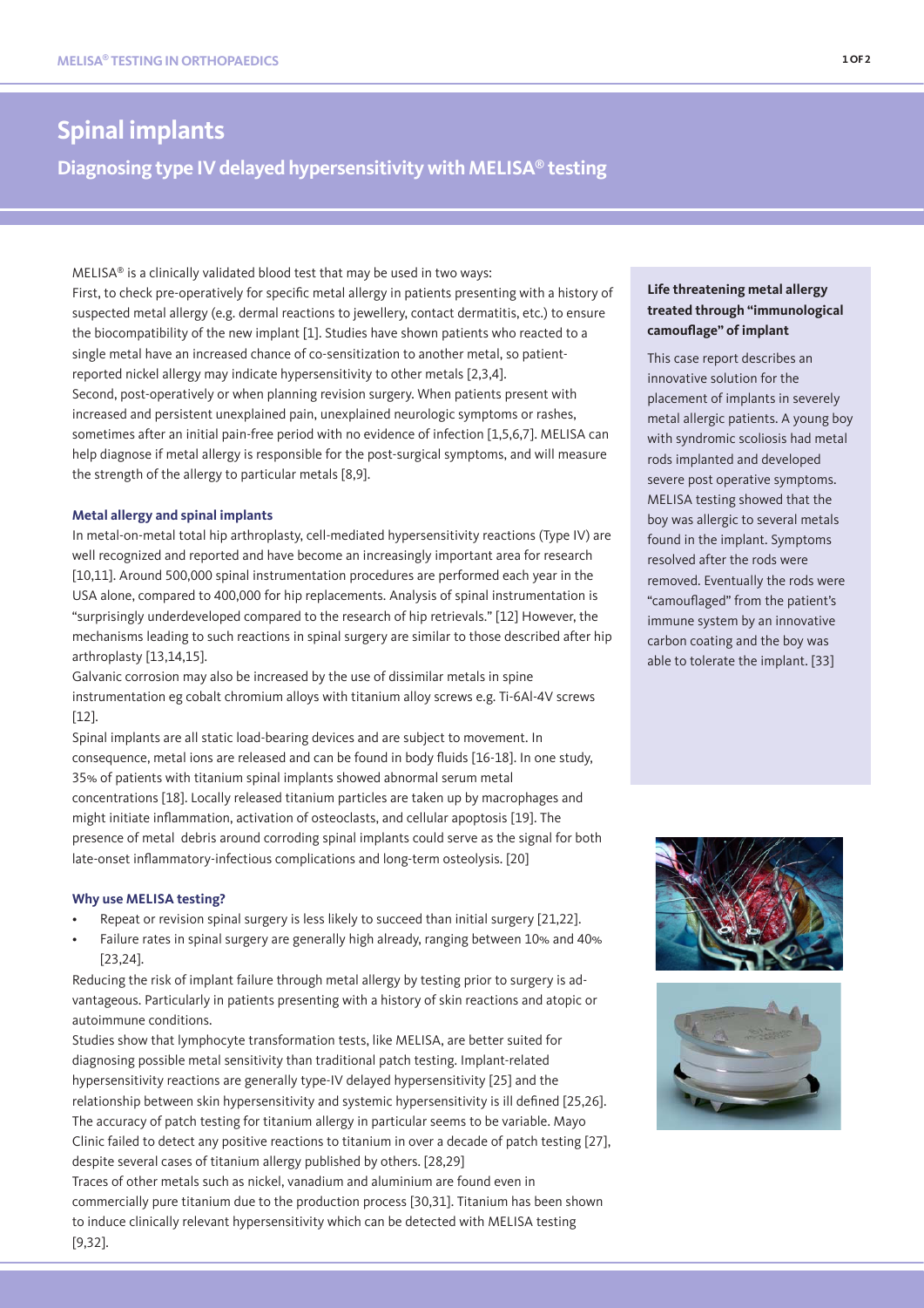# Spinal implants

## Diagnosing type IV delayed hypersensitivity with MELISA® testing

MELISA® is a clinically validated blood test that may be used in two ways:

First, to check pre-operatively for specific metal allergy in patients presenting with a history of suspected metal allergy (e.g. dermal reactions to jewellery, contact dermatitis, etc.) to ensure the biocompatibility of the new implant [1]. Studies have shown patients who reacted to a single metal have an increased chance of co-sensitization to another metal, so patient-reported nickel allergy may indicate hypersensitivity to other metals [2,3,4].

Second, post-operatively or when planning revision surgery. When patients present with increased and persistent unexplained pain, unexplained neurologic symptoms or rashes, sometimes after an initial pain-free period with no evidence of infection [1,5,6,7]. MELISA can help diagnose if metal allergy is responsible for the post-surgical symptoms, and will measure the strength of the allergy to particular metals [8,9].

### Metal allergy and spinal implants

In metal-on-metal total hip arthroplasty, cell-mediated hypersensitivity reactions (Type IV) are well recognized and reported and have become an increasingly important area for research [10,11]. Around 500,000 spinal instrumentation procedures are performed each year in the USA alone, compared to 400,000 for hip replacements. Analysis of spinal instrumentation is "surprisingly underdeveloped compared to the research of hip retrievals." [12] However, the mechanisms leading to such reactions in spinal surgery are similar to those described after hip arthroplasty [13,14,15].

Galvanic corrosion may also be increased by the use of dissimilar metals in spine instrumentation eg cobalt chromium alloys with titanium alloy screws e.g. Ti-6Al-4V screws [12].

Spinal implants are all static load-bearing devices and are subject to movement. In consequence, metal ions are released and can be found in body fluids [16-18]. In one study, 35% of patients with titanium spinal implants showed abnormal serum metal concentrations [18]. Locally released titanium particles are taken up by macrophages and might initiate inflammation, activation of osteoclasts, and cellular apoptosis [19]. The presence of metal debris around corroding spinal implants could serve as the signal for both late-onset inflammatory-infectious complications and long-term osteolysis. [20]

### Why use MELISA testing?

- Repeat or revision spinal surgery is less likely to succeed than initial surgery [21,22].
- Failure rates in spinal surgery are generally high already, ranging between 10% and 40% [23,24].

Reducing the risk of implant failure through metal allergy by testing prior to surgery is advantageous. Particularly in patients presenting with a history of skin reactions and atopic or autoimmune conditions.

Studies show that lymphocyte transformation tests, like MELISA, are better suited for diagnosing possible metal sensitivity than traditional patch testing. Implant-related hypersensitivity reactions are generally type-IV delayed hypersensitivity [25] and the relationship between skin hypersensitivity and systemic hypersensitivity is ill defined [25,26]. The accuracy of patch testing for titanium allergy in particular seems to be variable. Mayo Clinic failed to detect any positive reactions to titanium in over a decade of patch testing [27], despite several cases of titanium allergy published by others. [28,29]

Traces of other metals such as nickel, vanadium and aluminium are found even in commercially pure titanium due to the production process [30,31]. Titanium has been shown to induce clinically relevant hypersensitivity which can be detected with MELISA testing [9,32].

**Life threatening metal allergy treated through "immunological camouflage" of implant**

This case report describes an innovative solution for the placement of implants in severely metal allergic patients. A young boy with syndromic scoliosis had metal rods implanted and developed severe post operative symptoms. MELISA testing showed that the boy was allergic to several metals found in the implant. Symptoms resolved after the rods were removed. Eventually the rods were "camouflaged" from the patient's immune system by an innovative carbon coating and the boy was able to tolerate the implant. [33]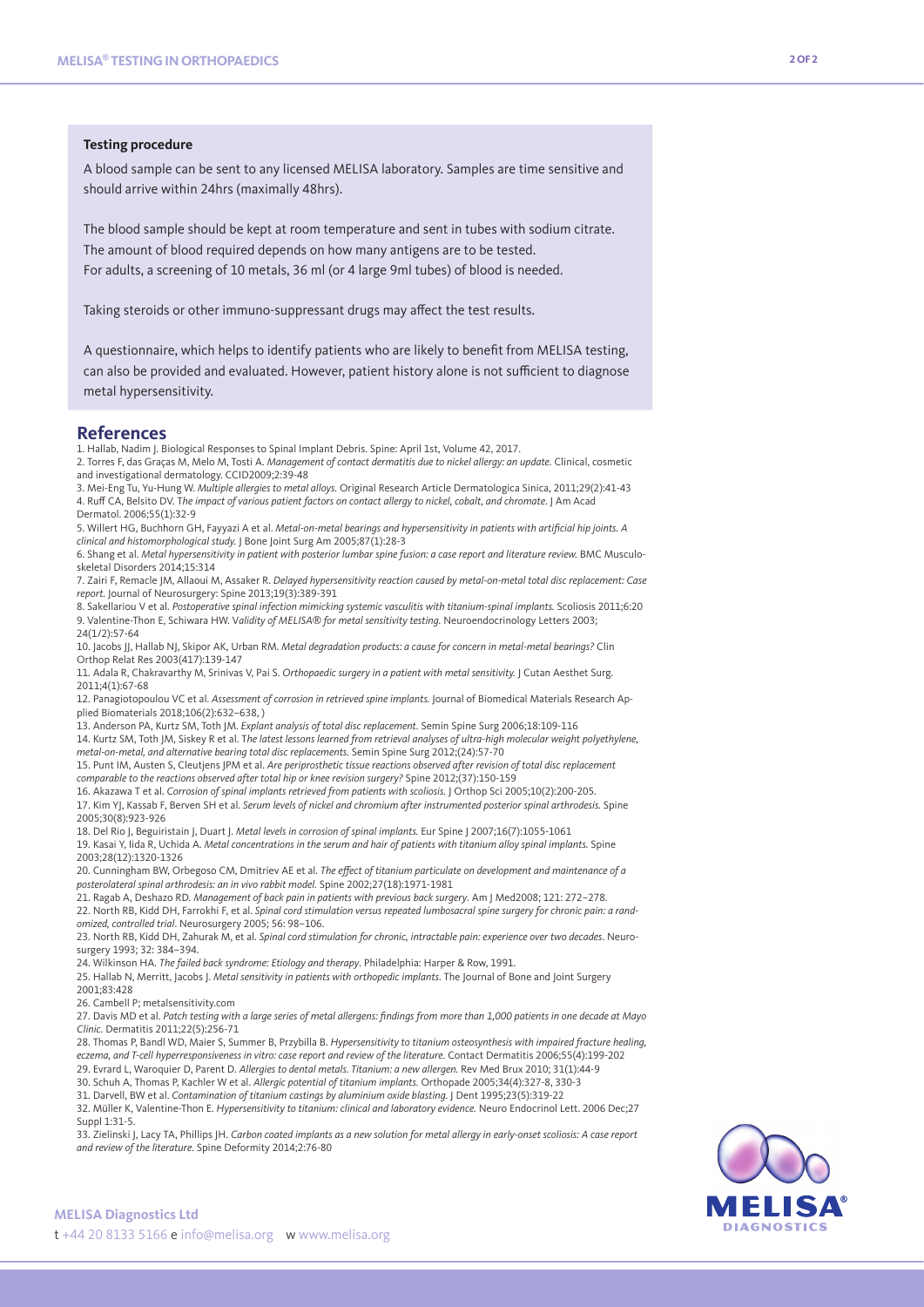### Testing procedure

A blood sample can be sent to any licensed MELISA laboratory. Samples are time sensitive and should arrive within 24hrs (maximally 48hrs).

The blood sample should be kept at room temperature and sent in tubes with sodium citrate. The amount of blood required depends on how many antigens are to be tested. For adults, a screening of 10 metals, 36 ml (or 4 large 9ml tubes) of blood is needed.

Taking steroids or other immuno-suppressant drugs may affect the test results.

A questionnaire, which helps to identify patients who are likely to benefit from MELISA testing, can also be provided and evaluated. However, patient history alone is not sufficient to diagnose metal hypersensitivity.

## References

1. Hallab, Nadim J. Biological Responses to Spinal Implant Debris. Spine: April 1st, Volume 42, 2017.
2. Torres F, das Graças M, Melo M, Tosti A. *Management of contact dermatitis due to nickel allergy: an update.* Clinical, cosmetic and investigational dermatology. CCID2009;2:39-48
3. Mei-Eng Tu, Yu-Hung W. *Multiple allergies to metal alloys.* Original Research Article Dermatologica Sinica, 2011;29(2):41-43
4. Ruff CA, Belsito DV. T*he impact of various patient factors on contact allergy to nickel, cobalt, and chromate.* J Am Acad Dermatol. 2006;55(1):32-9
5. Willert HG, Buchhorn GH, Fayyazi A et al. *Metal-on-metal bearings and hypersensitivity in patients with artificial hip joints. A clinical and histomorphological study.* J Bone Joint Surg Am 2005;87(1):28-3
6. Shang et al. *Metal hypersensitivity in patient with posterior lumbar spine fusion: a case report and literature review.* BMC Musculo-skeletal Disorders 2014;15:314
7. Zairi F, Remacle JM, Allaoui M, Assaker R. *Delayed hypersensitivity reaction caused by metal-on-metal total disc replacement: Case report.* Journal of Neurosurgery: Spine 2013;19(3):389-391
8. Sakellariou V et al. *Postoperative spinal infection mimicking systemic vasculitis with titanium-spinal implants.* Scoliosis 2011;6:20
9. Valentine-Thon E, Schiwara HW. V*alidity of MELISA® for metal sensitivity testing.* Neuroendocrinology Letters 2003; 24(1/2):57-64
10. Jacobs JJ, Hallab NJ, Skipor AK, Urban RM. *Metal degradation products: a cause for concern in metal-metal bearings?* Clin Orthop Relat Res 2003(417):139-147
11. Adala R, Chakravarthy M, Srinivas V, Pai S. *Orthopaedic surgery in a patient with metal sensitivity.* J Cutan Aesthet Surg. 2011;4(1):67-68
12. Panagiotopoulou VC et al. *Assessment of corrosion in retrieved spine implants.* Journal of Biomedical Materials Research Applied Biomaterials 2018;106(2):632–638, )
13. Anderson PA, Kurtz SM, Toth JM. *Explant analysis of total disc replacement.* Semin Spine Surg 2006;18:109-116
14. Kurtz SM, Toth JM, Siskey R et al. T*he latest lessons learned from retrieval analyses of ultra-high molecular weight polyethylene, metal-on-metal, and alternative bearing total disc replacements.* Semin Spine Surg 2012;(24):57-70
15. Punt IM, Austen S, Cleutjens JPM et al. *Are periprosthetic tissue reactions observed after revision of total disc replacement comparable to the reactions observed after total hip or knee revision surgery?* Spine 2012;(37):150-159
16. Akazawa T et al. *Corrosion of spinal implants retrieved from patients with scoliosis.* J Orthop Sci 2005;10(2):200-205.
17. Kim YJ, Kassab F, Berven SH et al. *Serum levels of nickel and chromium after instrumented posterior spinal arthrodesis.* Spine 2005;30(8):923-926
18. Del Rio J, Beguiristain J, Duart J. *Metal levels in corrosion of spinal implants.* Eur Spine J 2007;16(7):1055-1061
19. Kasai Y, Iida R, Uchida A. *Metal concentrations in the serum and hair of patients with titanium alloy spinal implants.* Spine 2003;28(12):1320-1326
20. Cunningham BW, Orbegoso CM, Dmitriev AE et al. *The effect of titanium particulate on development and maintenance of a posterolateral spinal arthrodesis: an in vivo rabbit model.* Spine 2002;27(18):1971-1981
21. Ragab A, Deshazo RD. *Management of back pain in patients with previous back surgery*. Am J Med2008; 121: 272–278.
22. North RB, Kidd DH, Farrokhi F, et al. *Spinal cord stimulation versus repeated lumbosacral spine surgery for chronic pain: a randomized, controlled trial*. Neurosurgery 2005; 56: 98–106.
23. North RB, Kidd DH, Zahurak M, et al. *Spinal cord stimulation for chronic, intractable pain: experience over two decades*. Neurosurgery 1993; 32: 384–394.
24. Wilkinson HA. *The failed back syndrome: Etiology and therapy*. Philadelphia: Harper & Row, 1991.
25. Hallab N, Merritt, Jacobs J. *Metal sensitivity in patients with orthopedic implants.* The Journal of Bone and Joint Surgery 2001;83:428
26. Cambell P; metalsensitivity.com
27. Davis MD et al. *Patch testing with a large series of metal allergens: findings from more than 1,000 patients in one decade at Mayo Clinic.* Dermatitis 2011;22(5):256-71
28. Thomas P, Bandl WD, Maier S, Summer B, Przybilla B. *Hypersensitivity to titanium osteosynthesis with impaired fracture healing, eczema, and T-cell hyperresponsiveness in vitro: case report and review of the literature.* Contact Dermatitis 2006;55(4):199-202
29. Evrard L, Waroquier D, Parent D. *Allergies to dental metals. Titanium: a new allergen.* Rev Med Brux 2010; 31(1):44-9
30. Schuh A, Thomas P, Kachler W et al. *Allergic potential of titanium implants.* Orthopade 2005;34(4):327-8, 330-3
31. Darvell, BW et al. *Contamination of titanium castings by aluminium oxide blasting.* J Dent 1995;23(5):319-22
32. Müller K, Valentine-Thon E. *Hypersensitivity to titanium: clinical and laboratory evidence.* Neuro Endocrinol Lett. 2006 Dec;27 Suppl 1:31-5.
33. Zielinski J, Lacy TA, Phillips JH. *Carbon coated implants as a new solution for metal allergy in early-onset scoliosis: A case report and review of the literature.* Spine Deformity 2014;2:76-80

**MELISA Diagnostics Ltd**
t +44 20 8133 5166 e info@melisa.org w www.melisa.org